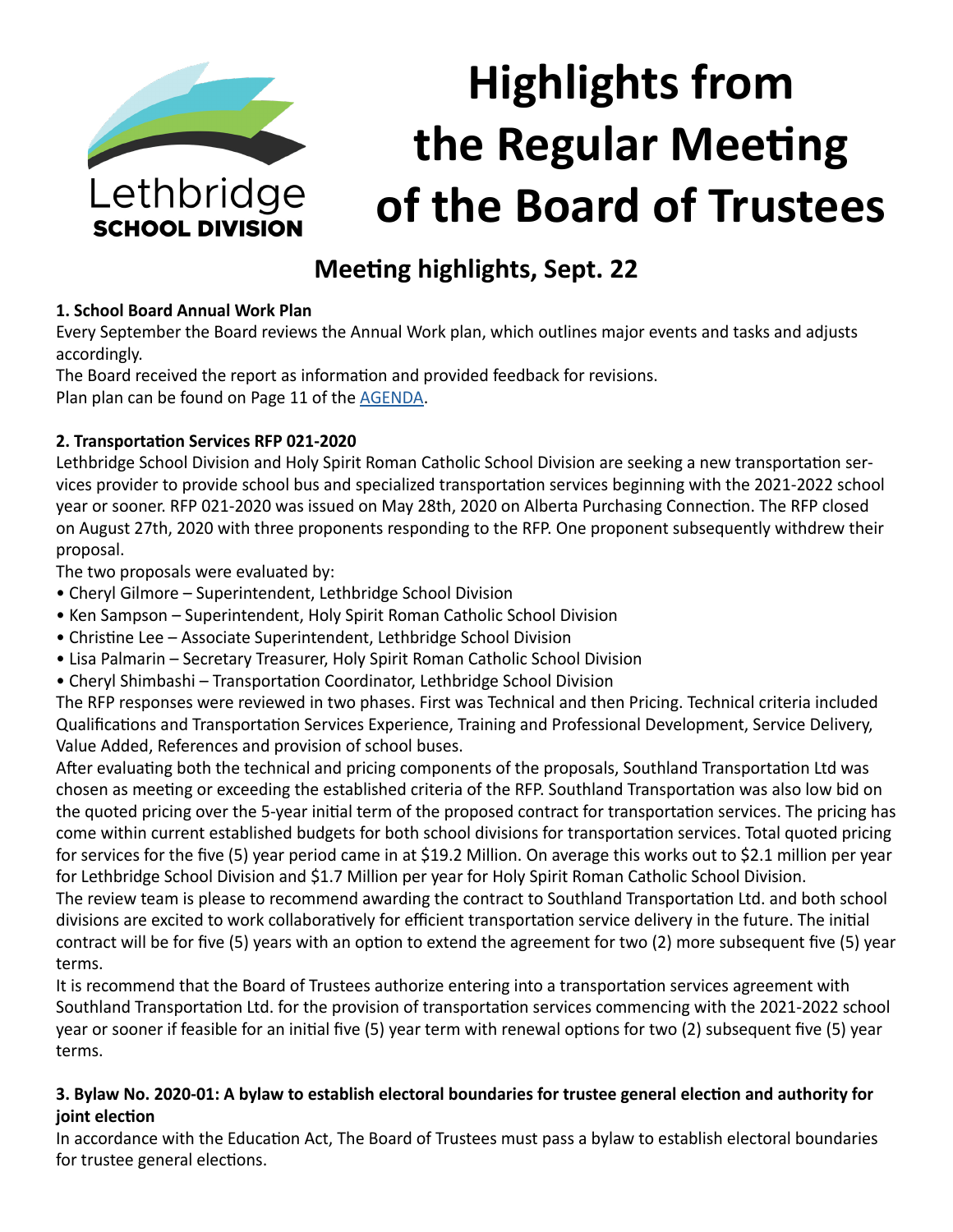Lethbridge SCHOOL DIVISION

# Highlights from the Regular Meeting of the Board of Trustees

## Meeting highlights, Sept. 22

**1. School Board Annual Work Plan**

Every September the Board reviews the Annual Work plan, which outlines major events and tasks and adjusts accordingly.

The Board received the report as information and provided feedback for revisions.

Plan plan can be found on Page 11 of the AGENDA.

**2. Transportation Services RFP 021-2020**

Lethbridge School Division and Holy Spirit Roman Catholic School Division are seeking a new transportation services provider to provide school bus and specialized transportation services beginning with the 2021-2022 school year or sooner. RFP 021-2020 was issued on May 28th, 2020 on Alberta Purchasing Connection. The RFP closed on August 27th, 2020 with three proponents responding to the RFP. One proponent subsequently withdrew their proposal.

The two proposals were evaluated by:

- Cheryl Gilmore – Superintendent, Lethbridge School Division
- Ken Sampson – Superintendent, Holy Spirit Roman Catholic School Division
- Christine Lee – Associate Superintendent, Lethbridge School Division
- Lisa Palmarin – Secretary Treasurer, Holy Spirit Roman Catholic School Division
- Cheryl Shimbashi – Transportation Coordinator, Lethbridge School Division

The RFP responses were reviewed in two phases. First was Technical and then Pricing. Technical criteria included Qualifications and Transportation Services Experience, Training and Professional Development, Service Delivery, Value Added, References and provision of school buses.

After evaluating both the technical and pricing components of the proposals, Southland Transportation Ltd was chosen as meeting or exceeding the established criteria of the RFP. Southland Transportation was also low bid on the quoted pricing over the 5-year initial term of the proposed contract for transportation services. The pricing has come within current established budgets for both school divisions for transportation services. Total quoted pricing for services for the five (5) year period came in at $19.2 Million. On average this works out to $2.1 million per year for Lethbridge School Division and $1.7 Million per year for Holy Spirit Roman Catholic School Division.

The review team is please to recommend awarding the contract to Southland Transportation Ltd. and both school divisions are excited to work collaboratively for efficient transportation service delivery in the future. The initial contract will be for five (5) years with an option to extend the agreement for two (2) more subsequent five (5) year terms.

It is recommend that the Board of Trustees authorize entering into a transportation services agreement with Southland Transportation Ltd. for the provision of transportation services commencing with the 2021-2022 school year or sooner if feasible for an initial five (5) year term with renewal options for two (2) subsequent five (5) year terms.

**3. Bylaw No. 2020-01: A bylaw to establish electoral boundaries for trustee general election and authority for joint election**

In accordance with the Education Act, The Board of Trustees must pass a bylaw to establish electoral boundaries for trustee general elections.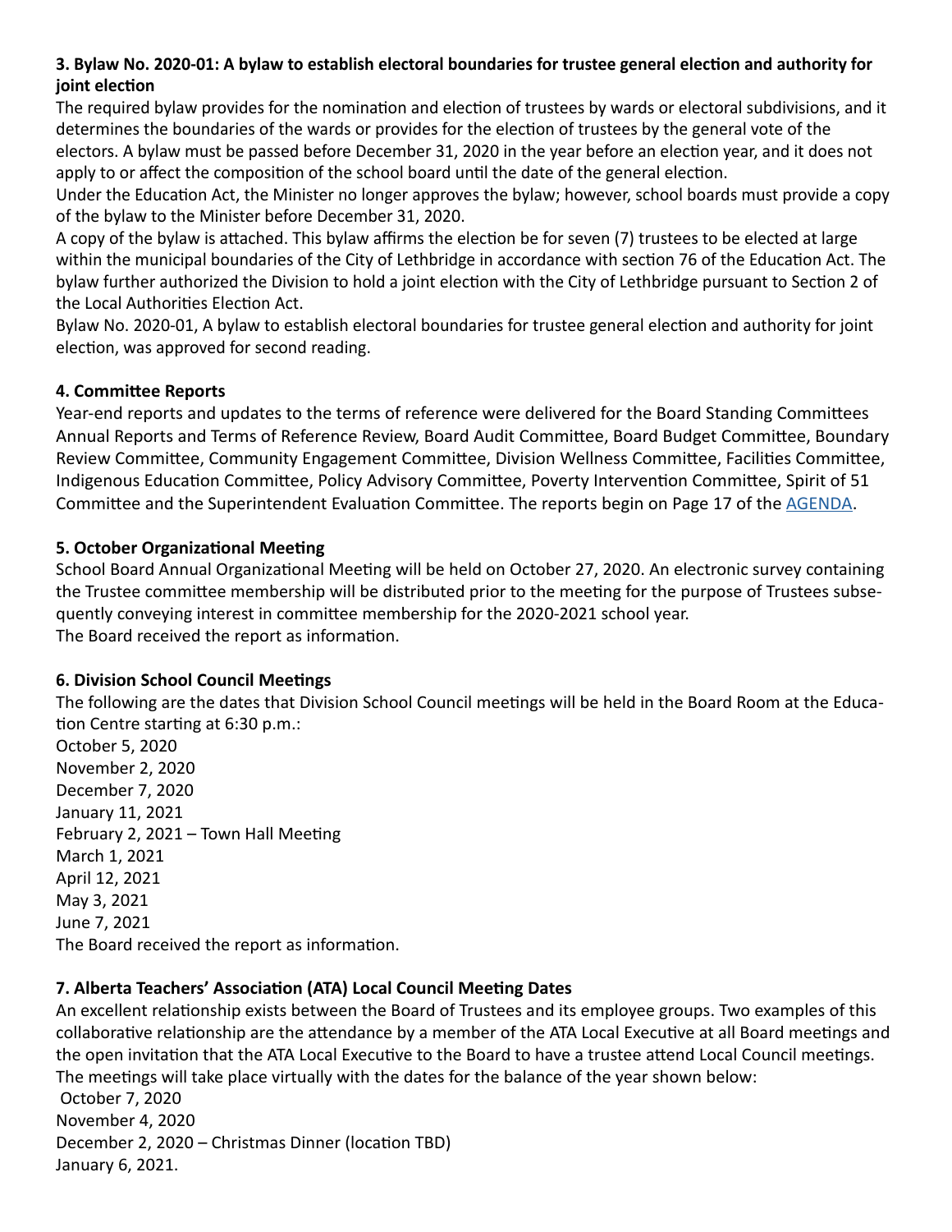**3. Bylaw No. 2020-01: A bylaw to establish electoral boundaries for trustee general election and authority for joint election**

The required bylaw provides for the nomination and election of trustees by wards or electoral subdivisions, and it determines the boundaries of the wards or provides for the election of trustees by the general vote of the electors. A bylaw must be passed before December 31, 2020 in the year before an election year, and it does not apply to or affect the composition of the school board until the date of the general election.

Under the Education Act, the Minister no longer approves the bylaw; however, school boards must provide a copy of the bylaw to the Minister before December 31, 2020.

A copy of the bylaw is attached. This bylaw affirms the election be for seven (7) trustees to be elected at large within the municipal boundaries of the City of Lethbridge in accordance with section 76 of the Education Act. The bylaw further authorized the Division to hold a joint election with the City of Lethbridge pursuant to Section 2 of the Local Authorities Election Act.

Bylaw No. 2020-01, A bylaw to establish electoral boundaries for trustee general election and authority for joint election, was approved for second reading.

**4. Committee Reports**

Year-end reports and updates to the terms of reference were delivered for the Board Standing Committees Annual Reports and Terms of Reference Review, Board Audit Committee, Board Budget Committee, Boundary Review Committee, Community Engagement Committee, Division Wellness Committee, Facilities Committee, Indigenous Education Committee, Policy Advisory Committee, Poverty Intervention Committee, Spirit of 51 Committee and the Superintendent Evaluation Committee. The reports begin on Page 17 of the AGENDA.

**5. October Organizational Meeting**

School Board Annual Organizational Meeting will be held on October 27, 2020. An electronic survey containing the Trustee committee membership will be distributed prior to the meeting for the purpose of Trustees subsequently conveying interest in committee membership for the 2020-2021 school year.

The Board received the report as information.

**6. Division School Council Meetings**

The following are the dates that Division School Council meetings will be held in the Board Room at the Education Centre starting at 6:30 p.m.:

October 5, 2020
November 2, 2020
December 7, 2020
January 11, 2021
February 2, 2021 – Town Hall Meeting
March 1, 2021
April 12, 2021
May 3, 2021
June 7, 2021

The Board received the report as information.

**7. Alberta Teachers' Association (ATA) Local Council Meeting Dates**

An excellent relationship exists between the Board of Trustees and its employee groups. Two examples of this collaborative relationship are the attendance by a member of the ATA Local Executive at all Board meetings and the open invitation that the ATA Local Executive to the Board to have a trustee attend Local Council meetings. The meetings will take place virtually with the dates for the balance of the year shown below:

October 7, 2020
November 4, 2020
December 2, 2020 – Christmas Dinner (location TBD)
January 6, 2021.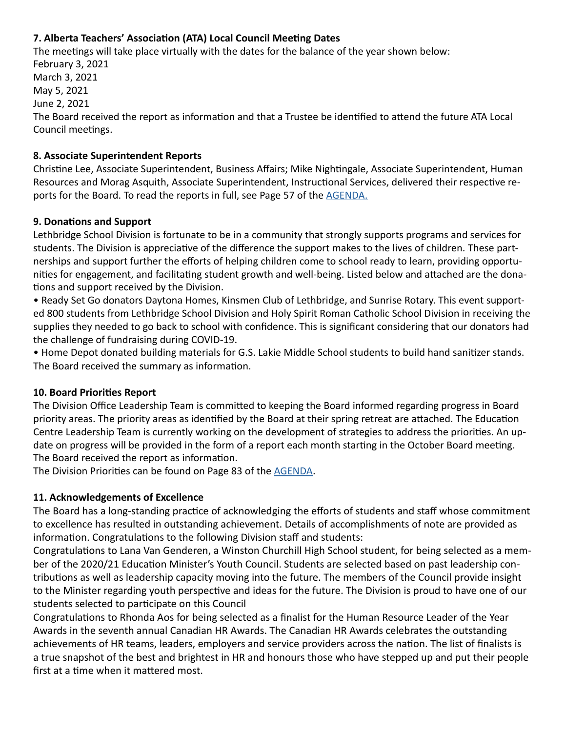### 7. Alberta Teachers' Association (ATA) Local Council Meeting Dates

The meetings will take place virtually with the dates for the balance of the year shown below:
February 3, 2021
March 3, 2021
May 5, 2021
June 2, 2021
The Board received the report as information and that a Trustee be identified to attend the future ATA Local Council meetings.

### 8. Associate Superintendent Reports

Christine Lee, Associate Superintendent, Business Affairs; Mike Nightingale, Associate Superintendent, Human Resources and Morag Asquith, Associate Superintendent, Instructional Services, delivered their respective reports for the Board. To read the reports in full, see Page 57 of the AGENDA.

### 9. Donations and Support

Lethbridge School Division is fortunate to be in a community that strongly supports programs and services for students. The Division is appreciative of the difference the support makes to the lives of children. These partnerships and support further the efforts of helping children come to school ready to learn, providing opportunities for engagement, and facilitating student growth and well-being. Listed below and attached are the donations and support received by the Division.

- Ready Set Go donators Daytona Homes, Kinsmen Club of Lethbridge, and Sunrise Rotary. This event supported 800 students from Lethbridge School Division and Holy Spirit Roman Catholic School Division in receiving the supplies they needed to go back to school with confidence. This is significant considering that our donators had the challenge of fundraising during COVID-19.
- Home Depot donated building materials for G.S. Lakie Middle School students to build hand sanitizer stands.

The Board received the summary as information.

### 10. Board Priorities Report

The Division Office Leadership Team is committed to keeping the Board informed regarding progress in Board priority areas. The priority areas as identified by the Board at their spring retreat are attached. The Education Centre Leadership Team is currently working on the development of strategies to address the priorities. An update on progress will be provided in the form of a report each month starting in the October Board meeting.
The Board received the report as information.
The Division Priorities can be found on Page 83 of the AGENDA.

### 11. Acknowledgements of Excellence

The Board has a long-standing practice of acknowledging the efforts of students and staff whose commitment to excellence has resulted in outstanding achievement. Details of accomplishments of note are provided as information. Congratulations to the following Division staff and students:

Congratulations to Lana Van Genderen, a Winston Churchill High School student, for being selected as a member of the 2020/21 Education Minister's Youth Council. Students are selected based on past leadership contributions as well as leadership capacity moving into the future. The members of the Council provide insight to the Minister regarding youth perspective and ideas for the future. The Division is proud to have one of our students selected to participate on this Council

Congratulations to Rhonda Aos for being selected as a finalist for the Human Resource Leader of the Year Awards in the seventh annual Canadian HR Awards. The Canadian HR Awards celebrates the outstanding achievements of HR teams, leaders, employers and service providers across the nation. The list of finalists is a true snapshot of the best and brightest in HR and honours those who have stepped up and put their people first at a time when it mattered most.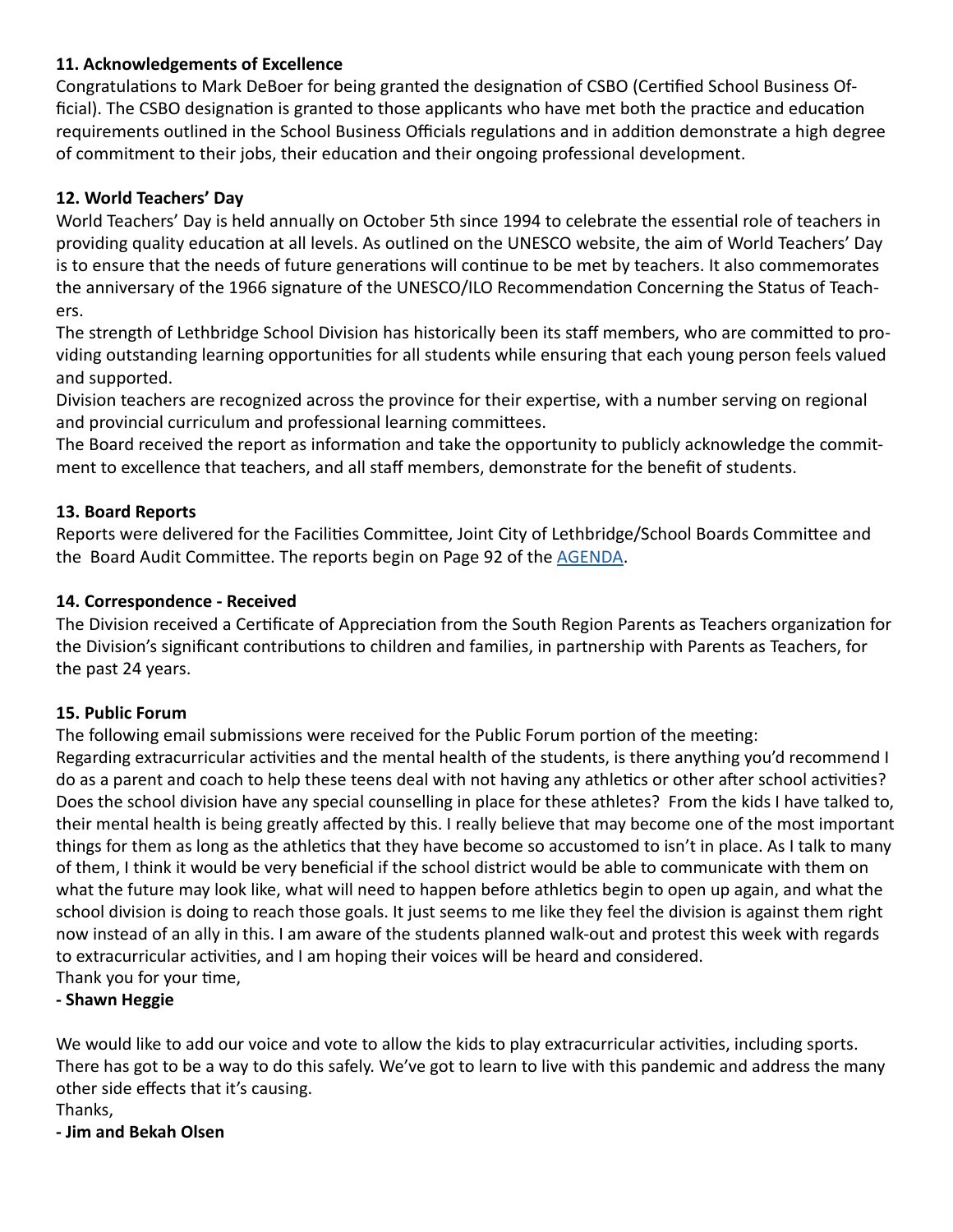**11. Acknowledgements of Excellence**

Congratulations to Mark DeBoer for being granted the designation of CSBO (Certified School Business Official). The CSBO designation is granted to those applicants who have met both the practice and education requirements outlined in the School Business Officials regulations and in addition demonstrate a high degree of commitment to their jobs, their education and their ongoing professional development.

**12. World Teachers' Day**

World Teachers' Day is held annually on October 5th since 1994 to celebrate the essential role of teachers in providing quality education at all levels. As outlined on the UNESCO website, the aim of World Teachers' Day is to ensure that the needs of future generations will continue to be met by teachers. It also commemorates the anniversary of the 1966 signature of the UNESCO/ILO Recommendation Concerning the Status of Teachers.

The strength of Lethbridge School Division has historically been its staff members, who are committed to providing outstanding learning opportunities for all students while ensuring that each young person feels valued and supported.

Division teachers are recognized across the province for their expertise, with a number serving on regional and provincial curriculum and professional learning committees.

The Board received the report as information and take the opportunity to publicly acknowledge the commitment to excellence that teachers, and all staff members, demonstrate for the benefit of students.

**13. Board Reports**

Reports were delivered for the Facilities Committee, Joint City of Lethbridge/School Boards Committee and the Board Audit Committee. The reports begin on Page 92 of the AGENDA.

**14. Correspondence - Received**

The Division received a Certificate of Appreciation from the South Region Parents as Teachers organization for the Division's significant contributions to children and families, in partnership with Parents as Teachers, for the past 24 years.

**15. Public Forum**

The following email submissions were received for the Public Forum portion of the meeting:

Regarding extracurricular activities and the mental health of the students, is there anything you'd recommend I do as a parent and coach to help these teens deal with not having any athletics or other after school activities? Does the school division have any special counselling in place for these athletes? From the kids I have talked to, their mental health is being greatly affected by this. I really believe that may become one of the most important things for them as long as the athletics that they have become so accustomed to isn't in place. As I talk to many of them, I think it would be very beneficial if the school district would be able to communicate with them on what the future may look like, what will need to happen before athletics begin to open up again, and what the school division is doing to reach those goals. It just seems to me like they feel the division is against them right now instead of an ally in this. I am aware of the students planned walk-out and protest this week with regards to extracurricular activities, and I am hoping their voices will be heard and considered.

Thank you for your time,

**- Shawn Heggie**

We would like to add our voice and vote to allow the kids to play extracurricular activities, including sports. There has got to be a way to do this safely. We've got to learn to live with this pandemic and address the many other side effects that it's causing.

Thanks,

**- Jim and Bekah Olsen**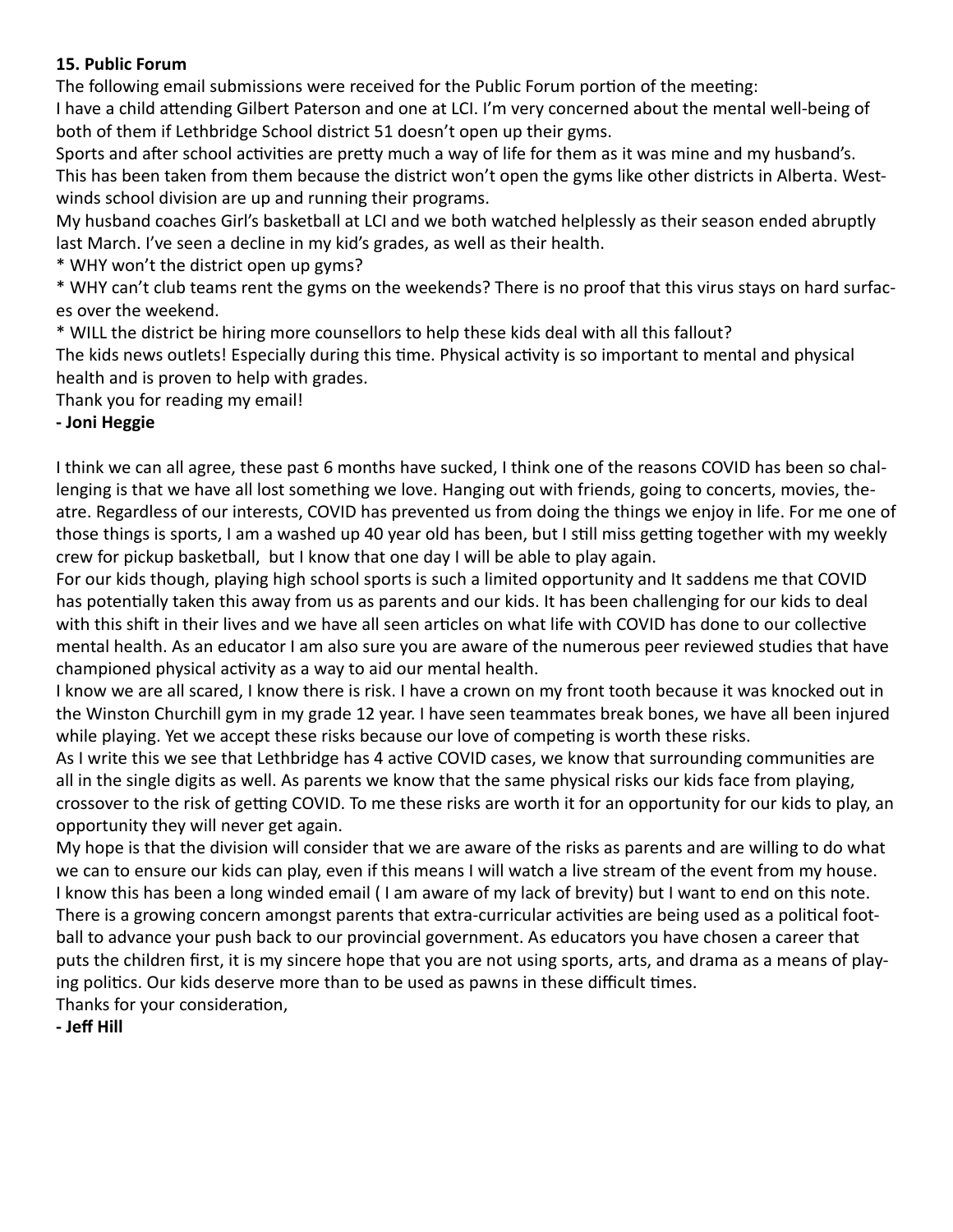**15. Public Forum**

The following email submissions were received for the Public Forum portion of the meeting:

I have a child attending Gilbert Paterson and one at LCI. I'm very concerned about the mental well-being of both of them if Lethbridge School district 51 doesn't open up their gyms.

Sports and after school activities are pretty much a way of life for them as it was mine and my husband's. This has been taken from them because the district won't open the gyms like other districts in Alberta. Westwinds school division are up and running their programs.

My husband coaches Girl's basketball at LCI and we both watched helplessly as their season ended abruptly last March. I've seen a decline in my kid's grades, as well as their health.

* WHY won't the district open up gyms?

* WHY can't club teams rent the gyms on the weekends? There is no proof that this virus stays on hard surfaces over the weekend.

* WILL the district be hiring more counsellors to help these kids deal with all this fallout?

The kids news outlets! Especially during this time. Physical activity is so important to mental and physical health and is proven to help with grades.

Thank you for reading my email!

**- Joni Heggie**

I think we can all agree, these past 6 months have sucked, I think one of the reasons COVID has been so challenging is that we have all lost something we love. Hanging out with friends, going to concerts, movies, theatre. Regardless of our interests, COVID has prevented us from doing the things we enjoy in life. For me one of those things is sports, I am a washed up 40 year old has been, but I still miss getting together with my weekly crew for pickup basketball, but I know that one day I will be able to play again.

For our kids though, playing high school sports is such a limited opportunity and It saddens me that COVID has potentially taken this away from us as parents and our kids. It has been challenging for our kids to deal with this shift in their lives and we have all seen articles on what life with COVID has done to our collective mental health. As an educator I am also sure you are aware of the numerous peer reviewed studies that have championed physical activity as a way to aid our mental health.

I know we are all scared, I know there is risk. I have a crown on my front tooth because it was knocked out in the Winston Churchill gym in my grade 12 year. I have seen teammates break bones, we have all been injured while playing. Yet we accept these risks because our love of competing is worth these risks.

As I write this we see that Lethbridge has 4 active COVID cases, we know that surrounding communities are all in the single digits as well. As parents we know that the same physical risks our kids face from playing, crossover to the risk of getting COVID. To me these risks are worth it for an opportunity for our kids to play, an opportunity they will never get again.

My hope is that the division will consider that we are aware of the risks as parents and are willing to do what we can to ensure our kids can play, even if this means I will watch a live stream of the event from my house.

I know this has been a long winded email ( I am aware of my lack of brevity) but I want to end on this note. There is a growing concern amongst parents that extra-curricular activities are being used as a political football to advance your push back to our provincial government. As educators you have chosen a career that puts the children first, it is my sincere hope that you are not using sports, arts, and drama as a means of playing politics. Our kids deserve more than to be used as pawns in these difficult times.

Thanks for your consideration,

**- Jeff Hill**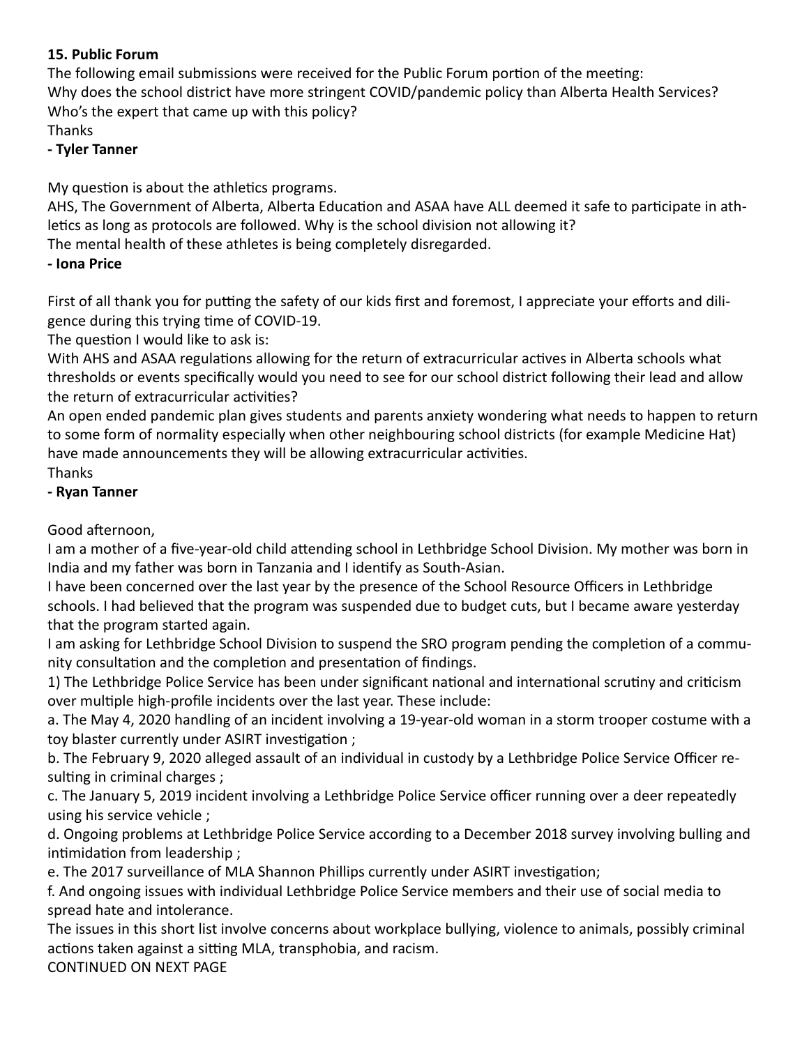**15. Public Forum**

The following email submissions were received for the Public Forum portion of the meeting:

Why does the school district have more stringent COVID/pandemic policy than Alberta Health Services? Who's the expert that came up with this policy?

Thanks

**- Tyler Tanner**

My question is about the athletics programs.

AHS, The Government of Alberta, Alberta Education and ASAA have ALL deemed it safe to participate in athletics as long as protocols are followed. Why is the school division not allowing it?

The mental health of these athletes is being completely disregarded.

**- Iona Price**

First of all thank you for putting the safety of our kids first and foremost, I appreciate your efforts and diligence during this trying time of COVID-19.

The question I would like to ask is:

With AHS and ASAA regulations allowing for the return of extracurricular actives in Alberta schools what thresholds or events specifically would you need to see for our school district following their lead and allow the return of extracurricular activities?

An open ended pandemic plan gives students and parents anxiety wondering what needs to happen to return to some form of normality especially when other neighbouring school districts (for example Medicine Hat) have made announcements they will be allowing extracurricular activities.

Thanks

**- Ryan Tanner**

Good afternoon,

I am a mother of a five-year-old child attending school in Lethbridge School Division. My mother was born in India and my father was born in Tanzania and I identify as South-Asian.

I have been concerned over the last year by the presence of the School Resource Officers in Lethbridge schools. I had believed that the program was suspended due to budget cuts, but I became aware yesterday that the program started again.

I am asking for Lethbridge School Division to suspend the SRO program pending the completion of a community consultation and the completion and presentation of findings.

1) The Lethbridge Police Service has been under significant national and international scrutiny and criticism over multiple high-profile incidents over the last year. These include:

a. The May 4, 2020 handling of an incident involving a 19-year-old woman in a storm trooper costume with a toy blaster currently under ASIRT investigation ;

b. The February 9, 2020 alleged assault of an individual in custody by a Lethbridge Police Service Officer resulting in criminal charges ;

c. The January 5, 2019 incident involving a Lethbridge Police Service officer running over a deer repeatedly using his service vehicle ;

d. Ongoing problems at Lethbridge Police Service according to a December 2018 survey involving bulling and intimidation from leadership ;

e. The 2017 surveillance of MLA Shannon Phillips currently under ASIRT investigation;

f. And ongoing issues with individual Lethbridge Police Service members and their use of social media to spread hate and intolerance.

The issues in this short list involve concerns about workplace bullying, violence to animals, possibly criminal actions taken against a sitting MLA, transphobia, and racism.

CONTINUED ON NEXT PAGE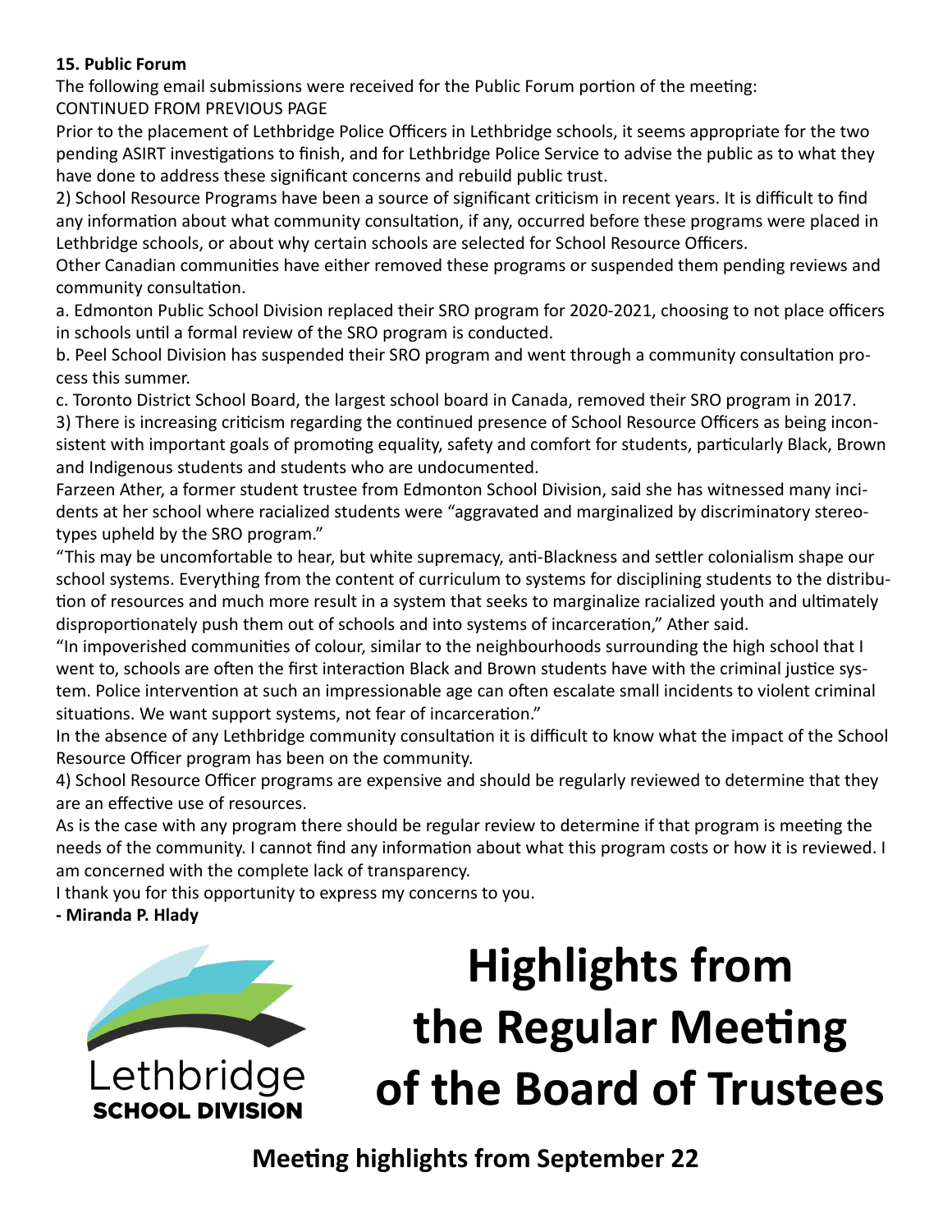**15. Public Forum**

The following email submissions were received for the Public Forum portion of the meeting:

CONTINUED FROM PREVIOUS PAGE

Prior to the placement of Lethbridge Police Officers in Lethbridge schools, it seems appropriate for the two pending ASIRT investigations to finish, and for Lethbridge Police Service to advise the public as to what they have done to address these significant concerns and rebuild public trust.

2) School Resource Programs have been a source of significant criticism in recent years. It is difficult to find any information about what community consultation, if any, occurred before these programs were placed in Lethbridge schools, or about why certain schools are selected for School Resource Officers.

Other Canadian communities have either removed these programs or suspended them pending reviews and community consultation.

a. Edmonton Public School Division replaced their SRO program for 2020-2021, choosing to not place officers in schools until a formal review of the SRO program is conducted.

b. Peel School Division has suspended their SRO program and went through a community consultation process this summer.

c. Toronto District School Board, the largest school board in Canada, removed their SRO program in 2017.

3) There is increasing criticism regarding the continued presence of School Resource Officers as being inconsistent with important goals of promoting equality, safety and comfort for students, particularly Black, Brown and Indigenous students and students who are undocumented.

Farzeen Ather, a former student trustee from Edmonton School Division, said she has witnessed many incidents at her school where racialized students were "aggravated and marginalized by discriminatory stereotypes upheld by the SRO program."

"This may be uncomfortable to hear, but white supremacy, anti-Blackness and settler colonialism shape our school systems. Everything from the content of curriculum to systems for disciplining students to the distribution of resources and much more result in a system that seeks to marginalize racialized youth and ultimately disproportionately push them out of schools and into systems of incarceration," Ather said.

"In impoverished communities of colour, similar to the neighbourhoods surrounding the high school that I went to, schools are often the first interaction Black and Brown students have with the criminal justice system. Police intervention at such an impressionable age can often escalate small incidents to violent criminal situations. We want support systems, not fear of incarceration."

In the absence of any Lethbridge community consultation it is difficult to know what the impact of the School Resource Officer program has been on the community.

4) School Resource Officer programs are expensive and should be regularly reviewed to determine that they are an effective use of resources.

As is the case with any program there should be regular review to determine if that program is meeting the needs of the community. I cannot find any information about what this program costs or how it is reviewed. I am concerned with the complete lack of transparency.

I thank you for this opportunity to express my concerns to you.

**- Miranda P. Hlady**

Lethbridge
SCHOOL DIVISION

# Highlights from the Regular Meeting of the Board of Trustees

## Meeting highlights from September 22